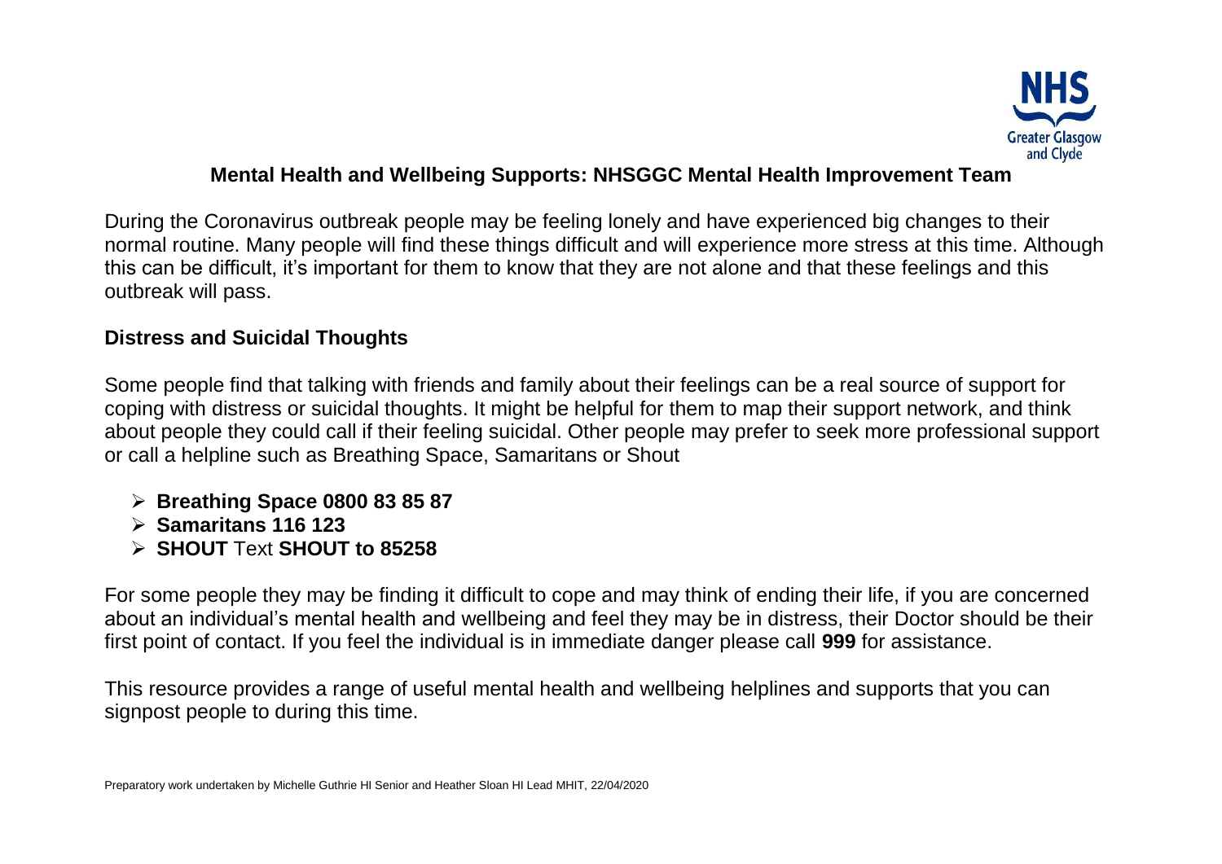NHS Greater Glasgow and Clyde

# Mental Health and Wellbeing Supports: NHSGGC Mental Health Improvement Team

During the Coronavirus outbreak people may be feeling lonely and have experienced big changes to their normal routine. Many people will find these things difficult and will experience more stress at this time. Although this can be difficult, it's important for them to know that they are not alone and that these feelings and this outbreak will pass.

## Distress and Suicidal Thoughts

Some people find that talking with friends and family about their feelings can be a real source of support for coping with distress or suicidal thoughts. It might be helpful for them to map their support network, and think about people they could call if their feeling suicidal. Other people may prefer to seek more professional support or call a helpline such as Breathing Space, Samaritans or Shout

- **Breathing Space 0800 83 85 87**
- **Samaritans 116 123**
- **SHOUT** Text **SHOUT to 85258**

For some people they may be finding it difficult to cope and may think of ending their life, if you are concerned about an individual's mental health and wellbeing and feel they may be in distress, their Doctor should be their first point of contact. If you feel the individual is in immediate danger please call **999** for assistance.

This resource provides a range of useful mental health and wellbeing helplines and supports that you can signpost people to during this time.

Preparatory work undertaken by Michelle Guthrie HI Senior and Heather Sloan HI Lead MHIT, 22/04/2020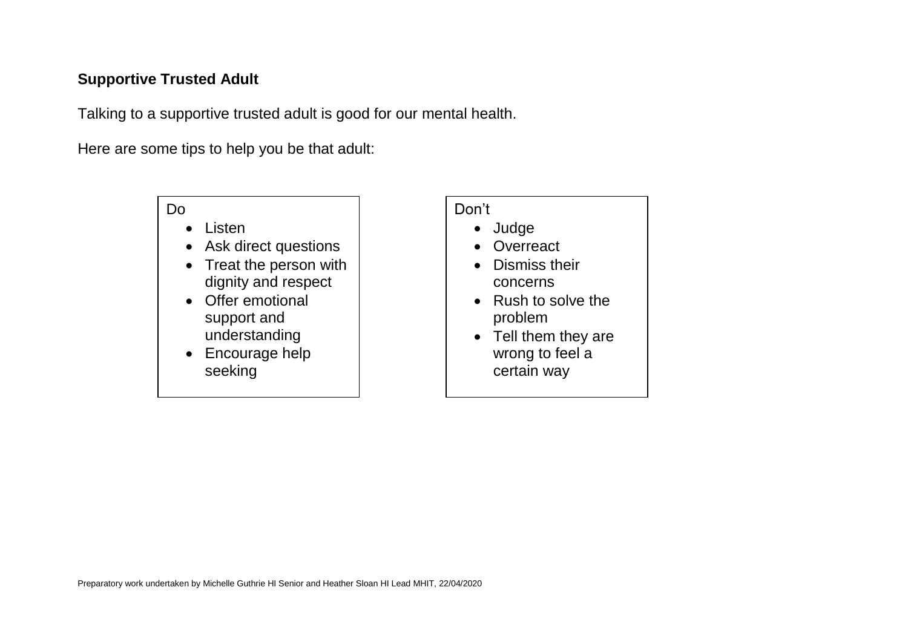**Supportive Trusted Adult**

Talking to a supportive trusted adult is good for our mental health.

Here are some tips to help you be that adult:

Do

- Listen
- Ask direct questions
- Treat the person with dignity and respect
- Offer emotional support and understanding
- Encourage help seeking

Don't

- Judge
- Overreact
- Dismiss their concerns
- Rush to solve the problem
- Tell them they are wrong to feel a certain way

Preparatory work undertaken by Michelle Guthrie HI Senior and Heather Sloan HI Lead MHIT, 22/04/2020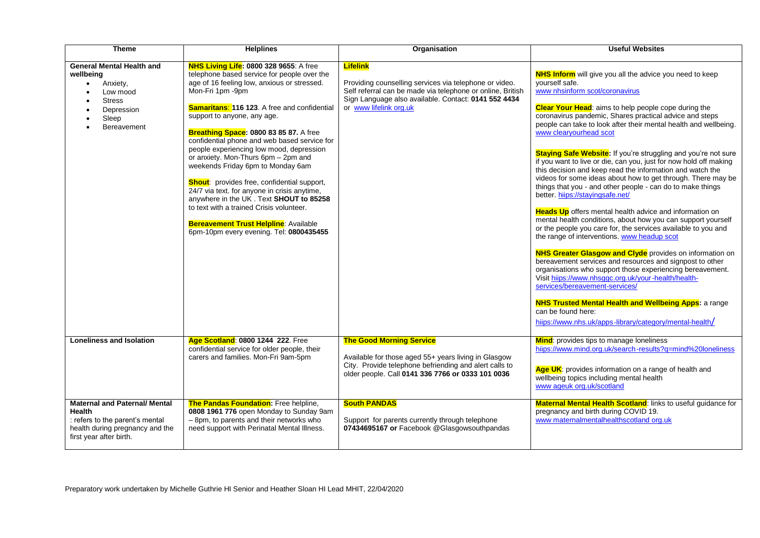| Theme | Helplines | Organisation | Useful Websites |
| --- | --- | --- | --- |
| **General Mental Health and wellbeing**<br>• Anxiety,<br>• Low mood<br>• Stress<br>• Depression<br>• Sleep<br>• Bereavement | **NHS Living Life: 0800 328 9655**: A free telephone based service for people over the age of 16 feeling low, anxious or stressed. Mon-Fri 1pm -9pm<br><br>**Samaritans**: **116 123**. A free and confidential support to anyone, any age.<br><br>**Breathing Space: 0800 83 85 87.** A free confidential phone and web based service for people experiencing low mood, depression or anxiety. Mon-Thurs 6pm – 2pm and weekends Friday 6pm to Monday 6am<br><br>**Shout**: provides free, confidential support, 24/7 via text. for anyone in crisis anytime, anywhere in the UK . Text **SHOUT to 85258** to text with a trained Crisis volunteer.<br><br>**Bereavement Trust Helpline**: Available 6pm-10pm every evening. Tel: **0800435455** | **Lifelink**<br><br>Providing counselling services via telephone or video. Self referral can be made via telephone or online, British Sign Language also available. Contact: **0141 552 4434** or www lifelink org.uk | **NHS Inform** will give you all the advice you need to keep yourself safe.<br>www nhsinform scot/coronavirus<br><br>**Clear Your Head**: aims to help people cope during the coronavirus pandemic, Shares practical advice and steps people can take to look after their mental health and wellbeing.<br>www clearyourhead scot<br><br>**Staying Safe Website:** If you're struggling and you're not sure if you want to live or die, can you, just for now hold off making this decision and keep read the information and watch the videos for some ideas about how to get through. There may be things that you - and other people - can do to make things better. hiips://stayingsafe.net/<br><br>**Heads Up** offers mental health advice and information on mental health conditions, about how you can support yourself or the people you care for, the services available to you and the range of interventions. www headup scot<br><br>**NHS Greater Glasgow and Clyde** provides on information on bereavement services and resources and signpost to other organisations who support those experiencing bereavement. Visit hiips://www.nhsggc.org.uk/your-health/health-services/bereavement-services/<br><br>**NHS Trusted Mental Health and Wellbeing Apps:** a range can be found here:<br>hiips://www.nhs.uk/apps-library/category/mental-health/ |
| **Loneliness and Isolation** | **Age Scotland**: **0800 1244 222**. Free confidential service for older people, their carers and families. Mon-Fri 9am-5pm | **The Good Morning Service**<br><br>Available for those aged 55+ years living in Glasgow City. Provide telephone befriending and alert calls to older people. Call **0141 336 7766 or 0333 101 0036** | **Mind**: provides tips to manage loneliness<br>hiips://www.mind.org.uk/search-results?q=mind%20loneliness<br><br>**Age UK**: provides information on a range of health and wellbeing topics including mental health<br>www ageuk org.uk/scotland |
| **Maternal and Paternal/ Mental Health**<br>: refers to the parent's mental health during pregnancy and the first year after birth. | **The Pandas Foundation:** Free helpline, **0808 1961 776** open Monday to Sunday 9am – 8pm, to parents and their networks who need support with Perinatal Mental Illness. | **South PANDAS**<br><br>Support for parents currently through telephone **07434695167 or** Facebook @Glasgowsouthpandas | **Maternal Mental Health Scotland**: links to useful guidance for pregnancy and birth during COVID 19.<br>www maternalmentalhealthscotland org.uk |

Preparatory work undertaken by Michelle Guthrie HI Senior and Heather Sloan HI Lead MHIT, 22/04/2020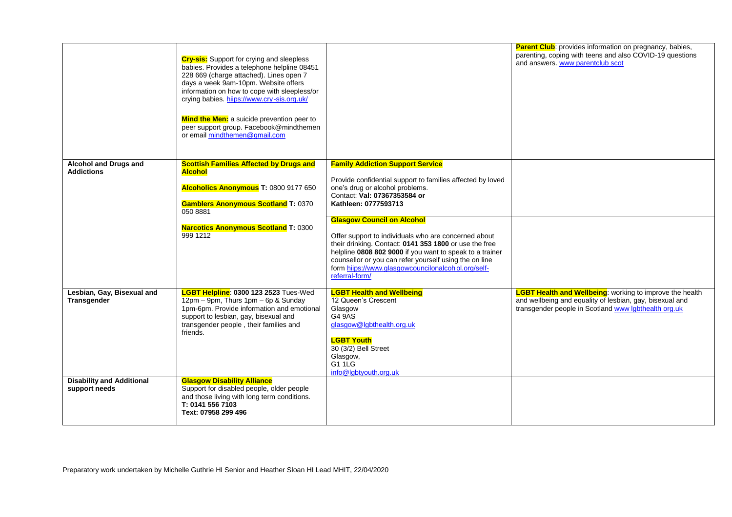| | | | |
|---|---|---|---|
| | **Cry-sis:** Support for crying and sleepless babies. Provides a telephone helpline 08451 228 669 (charge attached). Lines open 7 days a week 9am-10pm. Website offers information on how to cope with sleepless/or crying babies. [hiips://www.cry-sis.org.uk/](hiips://www.cry-sis.org.uk/)<br><br>**Mind the Men:** a suicide prevention peer to peer support group. Facebook@mindthemen or email [mindthemen@gmail.com](mailto:mindthemen@gmail.com) | | **Parent Club**: provides information on pregnancy, babies, parenting, coping with teens and also COVID-19 questions and answers. [www parentclub scot](www parentclub scot) |
| **Alcohol and Drugs and Addictions** | **Scottish Families Affected by Drugs and Alcohol**<br><br>**Alcoholics Anonymous T:** 0800 9177 650<br><br>**Gamblers Anonymous Scotland T:** 0370 050 8881<br><br>**Narcotics Anonymous Scotland T:** 0300 999 1212 | **Family Addiction Support Service**<br><br>Provide confidential support to families affected by loved one's drug or alcohol problems.<br>Contact: **Val: 07367353584 or Kathleen: 0777593713**<br><br>**Glasgow Council on Alcohol**<br><br>Offer support to individuals who are concerned about their drinking. Contact: **0141 353 1800** or use the free helpline **0808 802 9000** if you want to speak to a trainer counsellor or you can refer yourself using the on line form [hiips://www.glasgowcouncilonalcoh ol.org/self-referral-form/](hiips://www.glasgowcouncilonalcohol.org/self-referral-form/) | |
| **Lesbian, Gay, Bisexual and Transgender** | **LGBT Helpline**: **0300 123 2523** Tues-Wed 12pm – 9pm, Thurs 1pm – 6p & Sunday 1pm-6pm. Provide information and emotional support to lesbian, gay, bisexual and transgender people , their families and friends. | **LGBT Health and Wellbeing**<br>12 Queen's Crescent<br>Glasgow<br>G4 9AS<br>[glasgow@lgbthealth.org.uk](mailto:glasgow@lgbthealth.org.uk)<br><br>**LGBT Youth**<br>30 (3/2) Bell Street<br>Glasgow,<br>G1 1LG<br>[info@lgbtyouth.org.uk](mailto:info@lgbtyouth.org.uk) | **LGBT Health and Wellbeing**: working to improve the health and wellbeing and equality of lesbian, gay, bisexual and transgender people in Scotland [www lgbthealth org.uk](www lgbthealth org.uk) |
| **Disability and Additional support needs** | **Glasgow Disability Alliance**<br>Support for disabled people, older people and those living with long term conditions.<br>**T: 0141 556 7103**<br>**Text: 07958 299 496** | | |

Preparatory work undertaken by Michelle Guthrie HI Senior and Heather Sloan HI Lead MHIT, 22/04/2020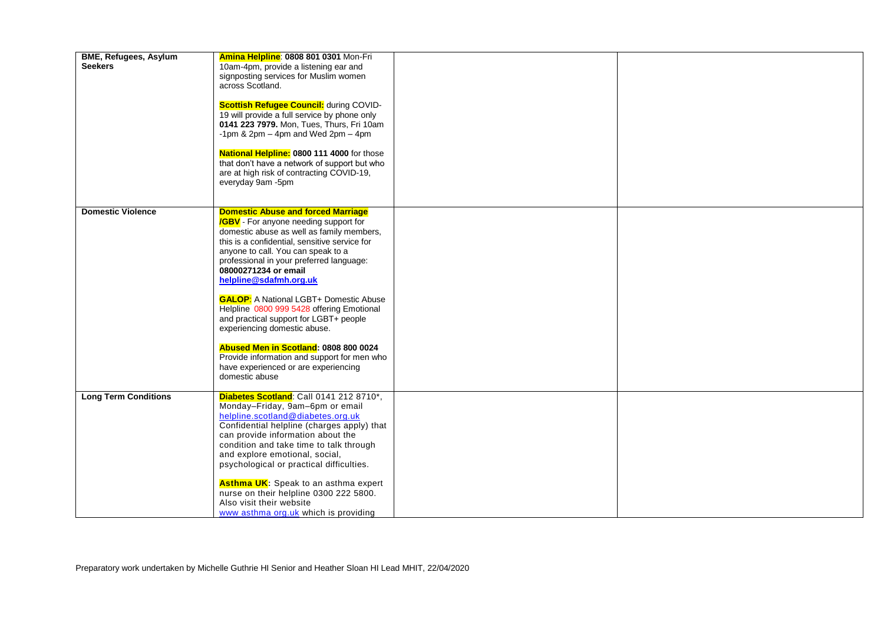| | | | |
|---|---|---|---|
| **BME, Refugees, Asylum Seekers** | **Amina Helpline**: **0808 801 0301** Mon-Fri 10am-4pm, provide a listening ear and signposting services for Muslim women across Scotland.<br><br>**Scottish Refugee Council:** during COVID-19 will provide a full service by phone only **0141 223 7979.** Mon, Tues, Thurs, Fri 10am -1pm & 2pm – 4pm and Wed 2pm – 4pm<br><br>**National Helpline: 0800 111 4000** for those that don't have a network of support but who are at high risk of contracting COVID-19, everyday 9am -5pm | | |
| **Domestic Violence** | **Domestic Abuse and forced Marriage /GBV** - For anyone needing support for domestic abuse as well as family members, this is a confidential, sensitive service for anyone to call. You can speak to a professional in your preferred language: **08000271234 or email helpline@sdafmh.org.uk**<br><br>**GALOP**: A National LGBT+ Domestic Abuse Helpline 0800 999 5428 offering Emotional and practical support for LGBT+ people experiencing domestic abuse.<br><br>**Abused Men in Scotland: 0808 800 0024** Provide information and support for men who have experienced or are experiencing domestic abuse | | |
| **Long Term Conditions** | **Diabetes Scotland**: Call 0141 212 8710*, Monday–Friday, 9am–6pm or email helpline.scotland@diabetes.org.uk Confidential helpline (charges apply) that can provide information about the condition and take time to talk through and explore emotional, social, psychological or practical difficulties.<br><br>**Asthma UK:** Speak to an asthma expert nurse on their helpline 0300 222 5800. Also visit their website www asthma org.uk which is providing | | |

Preparatory work undertaken by Michelle Guthrie HI Senior and Heather Sloan HI Lead MHIT, 22/04/2020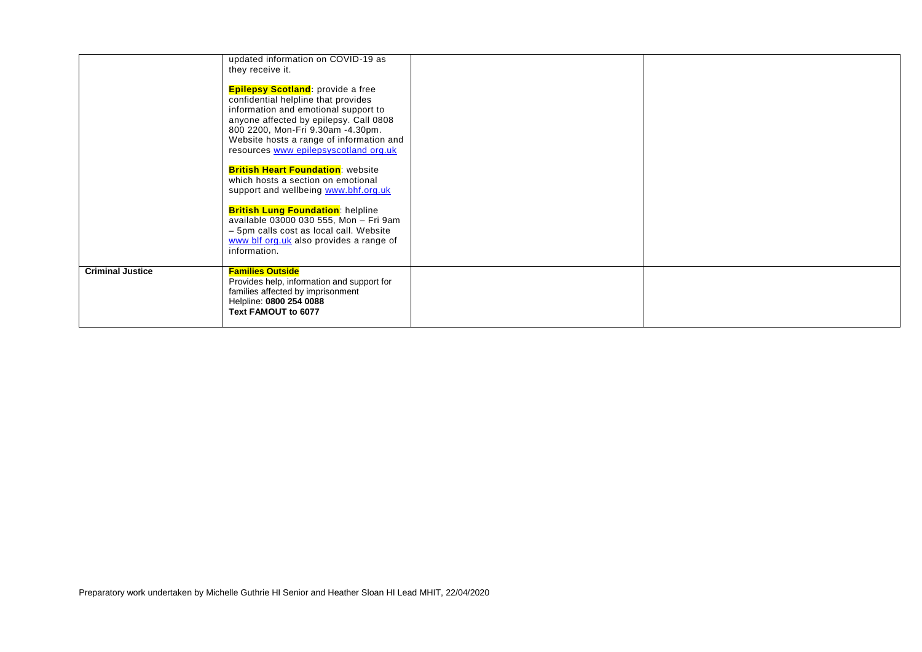| | | | |
|---|---|---|---|
| | updated information on COVID-19 as they receive it.<br><br>**Epilepsy Scotland:** provide a free confidential helpline that provides information and emotional support to anyone affected by epilepsy. Call 0808 800 2200, Mon-Fri 9.30am -4.30pm. Website hosts a range of information and resources www epilepsyscotland org.uk<br><br>**British Heart Foundation**: website which hosts a section on emotional support and wellbeing www.bhf.org.uk<br><br>**British Lung Foundation**: helpline available 03000 030 555, Mon – Fri 9am – 5pm calls cost as local call. Website www blf org.uk also provides a range of information. | | |
| **Criminal Justice** | **Families Outside**<br>Provides help, information and support for families affected by imprisonment<br>Helpline: **0800 254 0088**<br>**Text FAMOUT to 6077** | | |

Preparatory work undertaken by Michelle Guthrie HI Senior and Heather Sloan HI Lead MHIT, 22/04/2020